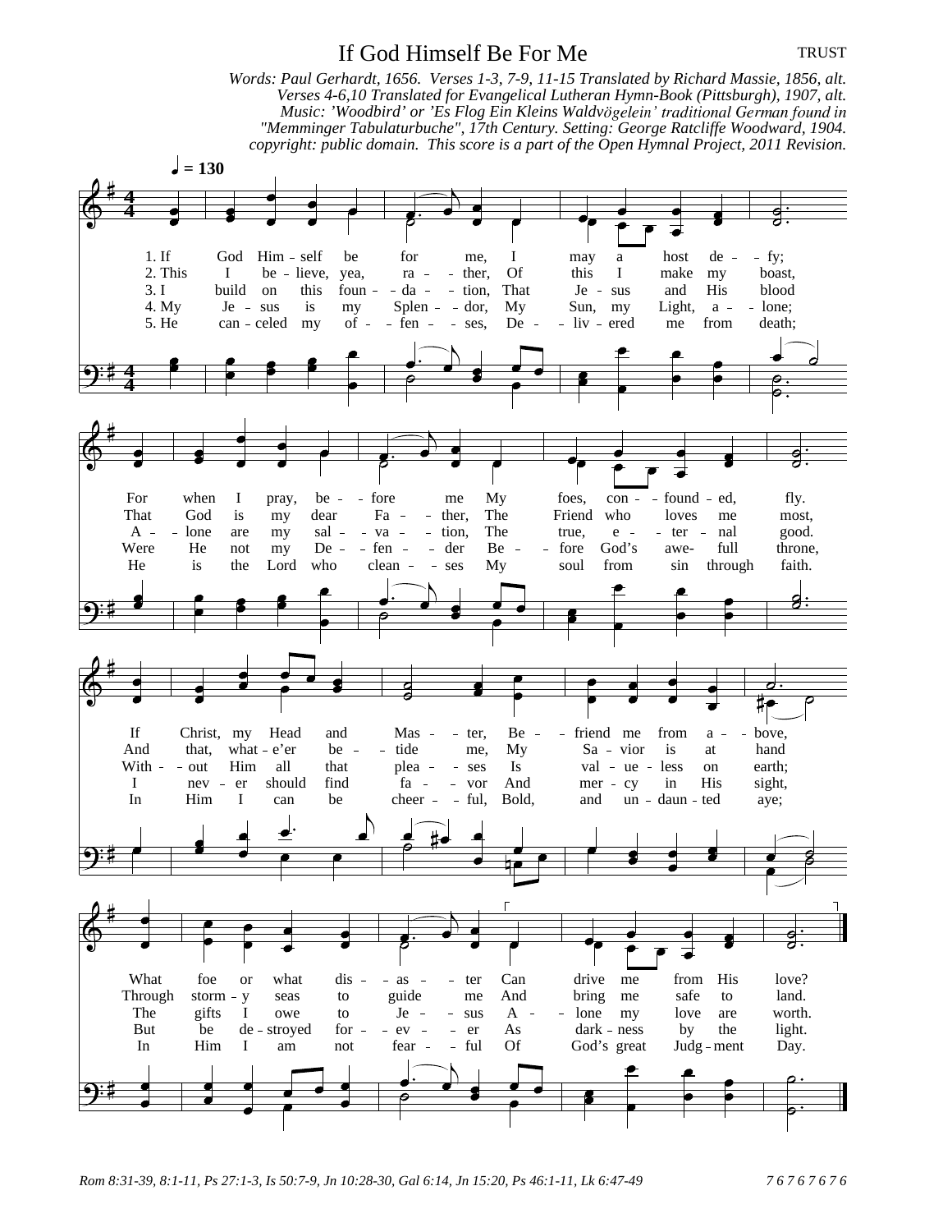# If God Himself Be For Me

TRUST

*Words: Paul Gerhardt, 1656. Verses 1-3, 7-9, 11-15 Translated by Richard Massie, 1856, alt. Verses 4-6,10 Translated for Evangelical Lutheran Hymn-Book (Pittsburgh), 1907, alt. Music: 'Woodbird' or 'Es Flog Ein Kleins Waldvögelein' traditional German found in "Memminger Tabulaturbuche", 17th Century. Setting: George Ratcliffe Woodward, 1904. copyright: public domain. This score is a part of the Open Hymnal Project, 2011 Revision.*

♩ = 130

1. If God Himself be for me, I may a host defy;
For when I pray, before me My foes, confounded, fly.
If Christ, my Head and Master, Befriend me from above,
What foe or what disaster Can drive me from His love?

2. This I believe, yea, rather, Of this I make my boast,
That God is my dear Father, The Friend who loves me most,
And that, whate'er betide me, My Savior is at hand
Through stormy seas to guide me And bring me safe to land.

3. I build on this foundation, That Jesus and His blood
Alone are my salvation, The true, eternal good.
Without Him all that pleases Is valueless on earth;
The gifts I owe to Jesus Alone my love are worth.

4. My Jesus is my Splendor, My Sun, my Light, alone;
Were He not my Defender Before God's awe-full throne,
I never should find favor And mercy in His sight,
But be destroyed forever As darkness by the light.

5. He canceled my offenses, Delivered me from death;
He is the Lord who cleanses My soul from sin through faith.
In Him I can be cheerful, Bold, and undaunted aye;
In Him I am not fearful Of God's great Judgment Day.

Rom 8:31-39, 8:1-11, Ps 27:1-3, Is 50:7-9, Jn 10:28-30, Gal 6:14, Jn 15:20, Ps 46:1-11, Lk 6:47-49

7 6 7 6 7 6 7 6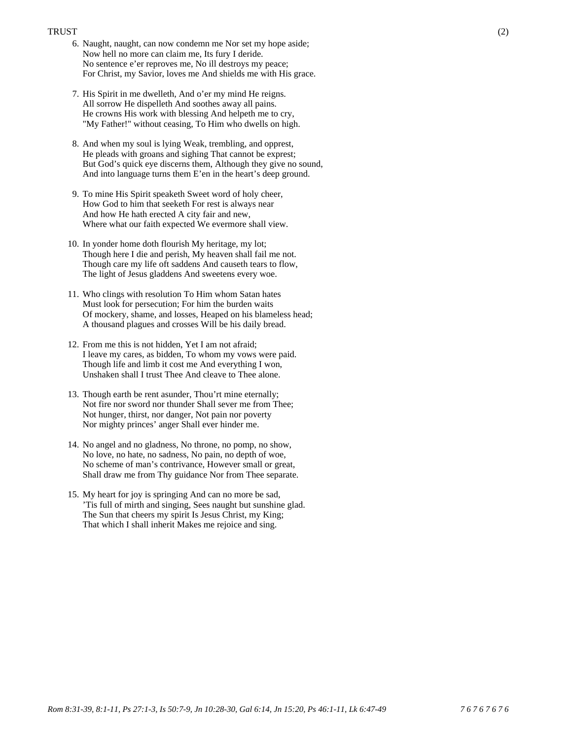6. Naught, naught, can now condemn me Nor set my hope aside;
   Now hell no more can claim me, Its fury I deride.
   No sentence e'er reproves me, No ill destroys my peace;
   For Christ, my Savior, loves me And shields me with His grace.

7. His Spirit in me dwelleth, And o'er my mind He reigns.
   All sorrow He dispelleth And soothes away all pains.
   He crowns His work with blessing And helpeth me to cry,
   "My Father!" without ceasing, To Him who dwells on high.

8. And when my soul is lying Weak, trembling, and opprest,
   He pleads with groans and sighing That cannot be exprest;
   But God's quick eye discerns them, Although they give no sound,
   And into language turns them E'en in the heart's deep ground.

9. To mine His Spirit speaketh Sweet word of holy cheer,
   How God to him that seeketh For rest is always near
   And how He hath erected A city fair and new,
   Where what our faith expected We evermore shall view.

10. In yonder home doth flourish My heritage, my lot;
    Though here I die and perish, My heaven shall fail me not.
    Though care my life oft saddens And causeth tears to flow,
    The light of Jesus gladdens And sweetens every woe.

11. Who clings with resolution To Him whom Satan hates
    Must look for persecution; For him the burden waits
    Of mockery, shame, and losses, Heaped on his blameless head;
    A thousand plagues and crosses Will be his daily bread.

12. From me this is not hidden, Yet I am not afraid;
    I leave my cares, as bidden, To whom my vows were paid.
    Though life and limb it cost me And everything I won,
    Unshaken shall I trust Thee And cleave to Thee alone.

13. Though earth be rent asunder, Thou'rt mine eternally;
    Not fire nor sword nor thunder Shall sever me from Thee;
    Not hunger, thirst, nor danger, Not pain nor poverty
    Nor mighty princes' anger Shall ever hinder me.

14. No angel and no gladness, No throne, no pomp, no show,
    No love, no hate, no sadness, No pain, no depth of woe,
    No scheme of man's contrivance, However small or great,
    Shall draw me from Thy guidance Nor from Thee separate.

15. My heart for joy is springing And can no more be sad,
    'Tis full of mirth and singing, Sees naught but sunshine glad.
    The Sun that cheers my spirit Is Jesus Christ, my King;
    That which I shall inherit Makes me rejoice and sing.

*Rom 8:31-39, 8:1-11, Ps 27:1-3, Is 50:7-9, Jn 10:28-30, Gal 6:14, Jn 15:20, Ps 46:1-11, Lk 6:47-49* — *7 6 7 6 7 6 7 6*